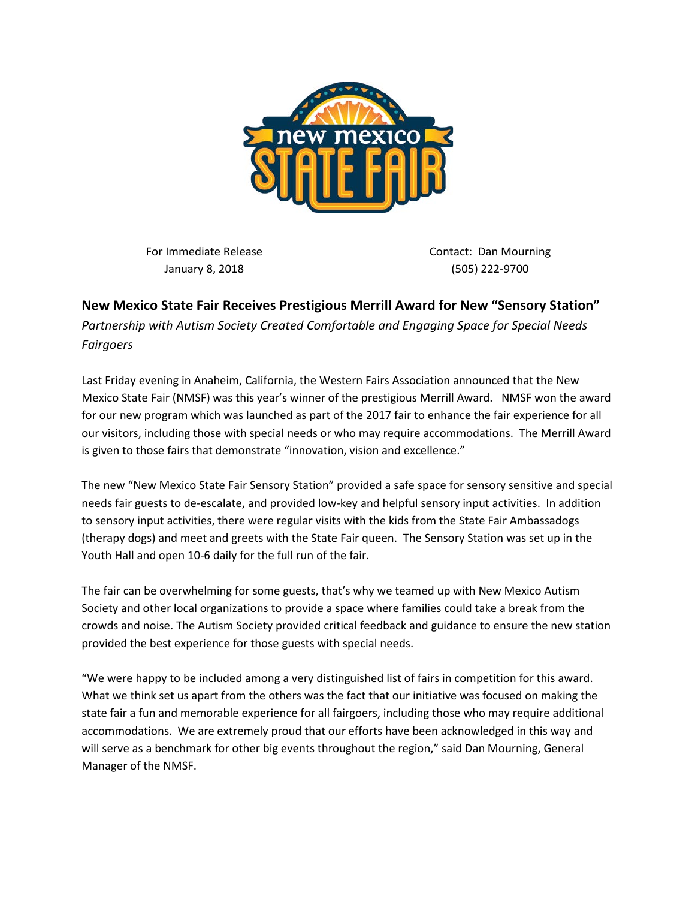For Immediate Release
January 8, 2018

Contact: Dan Mourning
(505) 222-9700

## New Mexico State Fair Receives Prestigious Merrill Award for New "Sensory Station"

*Partnership with Autism Society Created Comfortable and Engaging Space for Special Needs Fairgoers*

Last Friday evening in Anaheim, California, the Western Fairs Association announced that the New Mexico State Fair (NMSF) was this year's winner of the prestigious Merrill Award. NMSF won the award for our new program which was launched as part of the 2017 fair to enhance the fair experience for all our visitors, including those with special needs or who may require accommodations. The Merrill Award is given to those fairs that demonstrate "innovation, vision and excellence."

The new "New Mexico State Fair Sensory Station" provided a safe space for sensory sensitive and special needs fair guests to de-escalate, and provided low-key and helpful sensory input activities. In addition to sensory input activities, there were regular visits with the kids from the State Fair Ambassadogs (therapy dogs) and meet and greets with the State Fair queen. The Sensory Station was set up in the Youth Hall and open 10-6 daily for the full run of the fair.

The fair can be overwhelming for some guests, that's why we teamed up with New Mexico Autism Society and other local organizations to provide a space where families could take a break from the crowds and noise. The Autism Society provided critical feedback and guidance to ensure the new station provided the best experience for those guests with special needs.

"We were happy to be included among a very distinguished list of fairs in competition for this award. What we think set us apart from the others was the fact that our initiative was focused on making the state fair a fun and memorable experience for all fairgoers, including those who may require additional accommodations. We are extremely proud that our efforts have been acknowledged in this way and will serve as a benchmark for other big events throughout the region," said Dan Mourning, General Manager of the NMSF.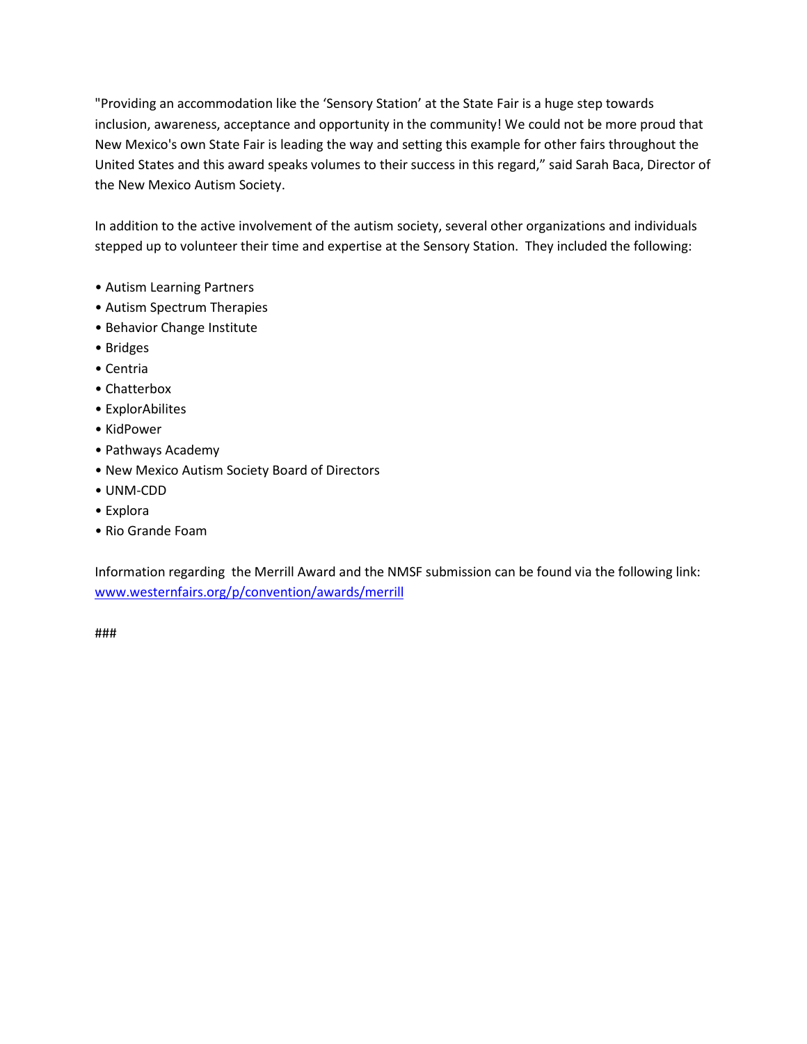"Providing an accommodation like the 'Sensory Station' at the State Fair is a huge step towards inclusion, awareness, acceptance and opportunity in the community! We could not be more proud that New Mexico's own State Fair is leading the way and setting this example for other fairs throughout the United States and this award speaks volumes to their success in this regard," said Sarah Baca, Director of the New Mexico Autism Society.

In addition to the active involvement of the autism society, several other organizations and individuals stepped up to volunteer their time and expertise at the Sensory Station. They included the following:

- Autism Learning Partners
- Autism Spectrum Therapies
- Behavior Change Institute
- Bridges
- Centria
- Chatterbox
- ExplorAbilites
- KidPower
- Pathways Academy
- New Mexico Autism Society Board of Directors
- UNM-CDD
- Explora
- Rio Grande Foam

Information regarding the Merrill Award and the NMSF submission can be found via the following link: [www.westernfairs.org/p/convention/awards/merrill](http://www.westernfairs.org/p/convention/awards/merrill)

###